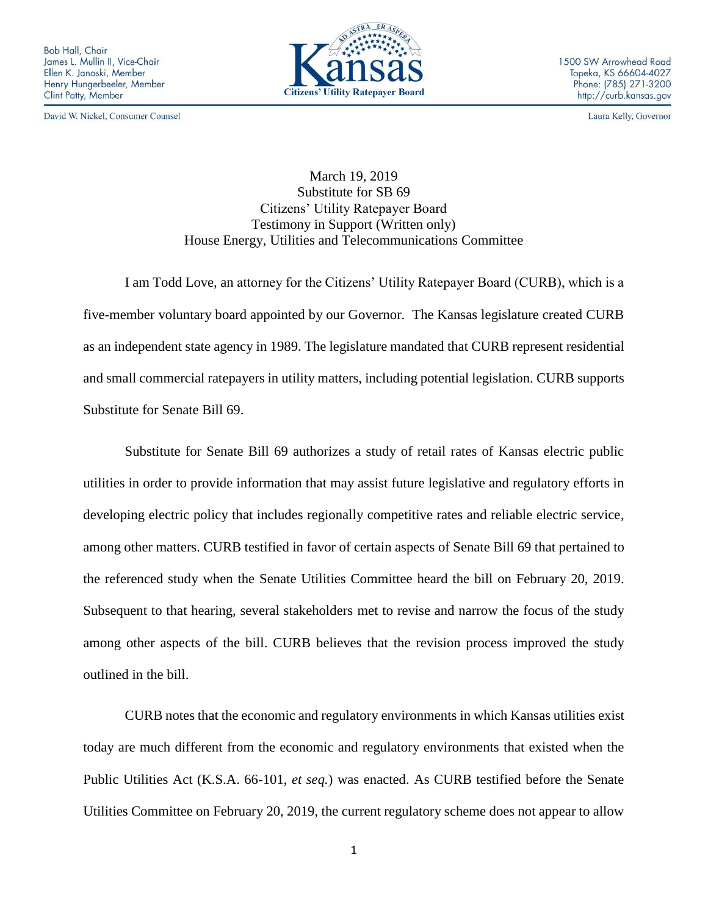Bob Hall, Chair
James L. Mullin II, Vice-Chair
Ellen K. Janoski, Member
Henry Hungerbeeler, Member
Clint Patty, Member

David W. Nickel, Consumer Counsel

Kansas
Citizens' Utility Ratepayer Board

1500 SW Arrowhead Road
Topeka, KS 66604-4027
Phone: (785) 271-3200
http://curb.kansas.gov

Laura Kelly, Governor

March 19, 2019
Substitute for SB 69
Citizens' Utility Ratepayer Board
Testimony in Support (Written only)
House Energy, Utilities and Telecommunications Committee

I am Todd Love, an attorney for the Citizens' Utility Ratepayer Board (CURB), which is a five-member voluntary board appointed by our Governor. The Kansas legislature created CURB as an independent state agency in 1989. The legislature mandated that CURB represent residential and small commercial ratepayers in utility matters, including potential legislation. CURB supports Substitute for Senate Bill 69.

Substitute for Senate Bill 69 authorizes a study of retail rates of Kansas electric public utilities in order to provide information that may assist future legislative and regulatory efforts in developing electric policy that includes regionally competitive rates and reliable electric service, among other matters. CURB testified in favor of certain aspects of Senate Bill 69 that pertained to the referenced study when the Senate Utilities Committee heard the bill on February 20, 2019. Subsequent to that hearing, several stakeholders met to revise and narrow the focus of the study among other aspects of the bill. CURB believes that the revision process improved the study outlined in the bill.

CURB notes that the economic and regulatory environments in which Kansas utilities exist today are much different from the economic and regulatory environments that existed when the Public Utilities Act (K.S.A. 66-101, *et seq.*) was enacted. As CURB testified before the Senate Utilities Committee on February 20, 2019, the current regulatory scheme does not appear to allow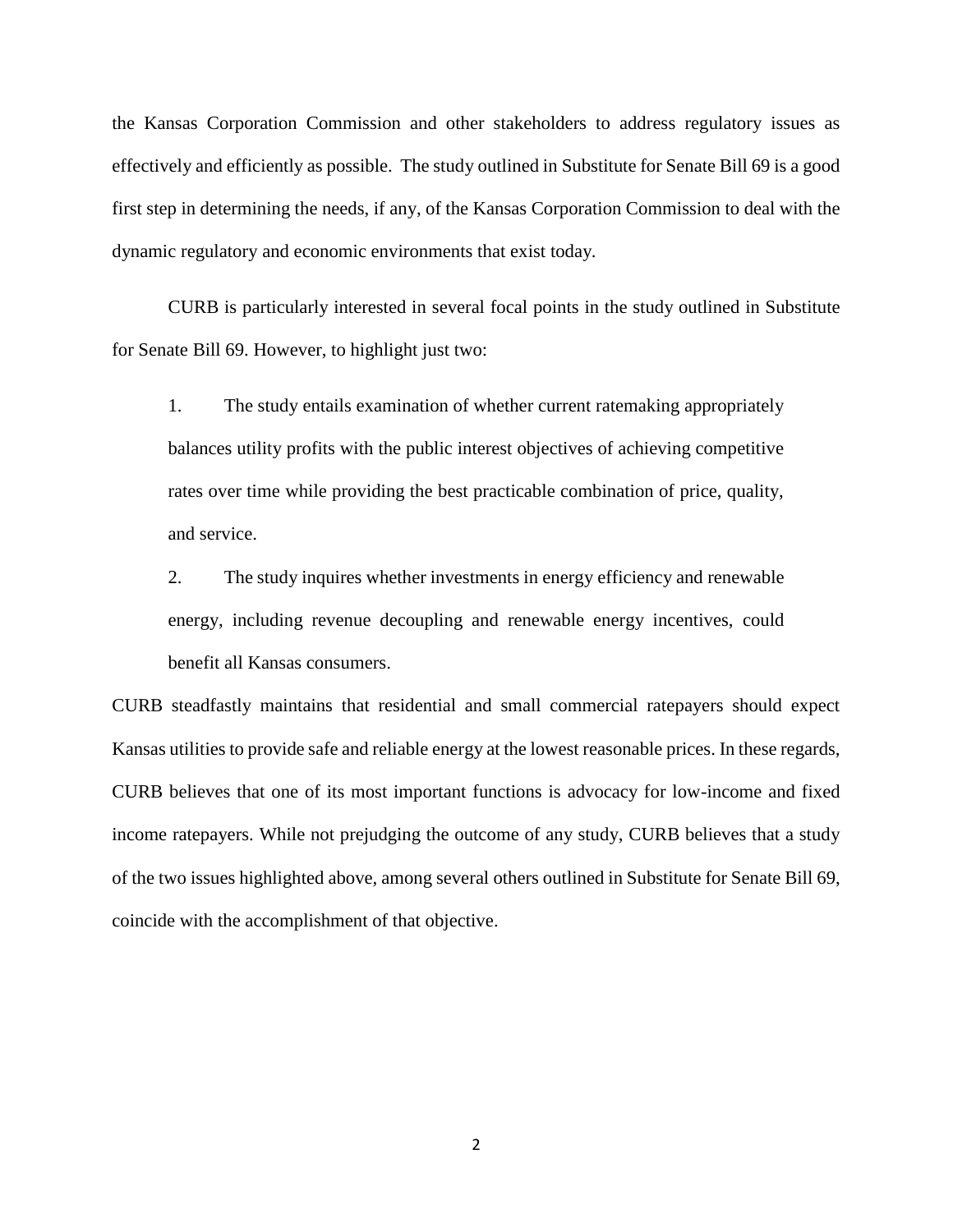the Kansas Corporation Commission and other stakeholders to address regulatory issues as effectively and efficiently as possible. The study outlined in Substitute for Senate Bill 69 is a good first step in determining the needs, if any, of the Kansas Corporation Commission to deal with the dynamic regulatory and economic environments that exist today.

CURB is particularly interested in several focal points in the study outlined in Substitute for Senate Bill 69. However, to highlight just two:

1. The study entails examination of whether current ratemaking appropriately balances utility profits with the public interest objectives of achieving competitive rates over time while providing the best practicable combination of price, quality, and service.

2. The study inquires whether investments in energy efficiency and renewable energy, including revenue decoupling and renewable energy incentives, could benefit all Kansas consumers.

CURB steadfastly maintains that residential and small commercial ratepayers should expect Kansas utilities to provide safe and reliable energy at the lowest reasonable prices. In these regards, CURB believes that one of its most important functions is advocacy for low-income and fixed income ratepayers. While not prejudging the outcome of any study, CURB believes that a study of the two issues highlighted above, among several others outlined in Substitute for Senate Bill 69, coincide with the accomplishment of that objective.